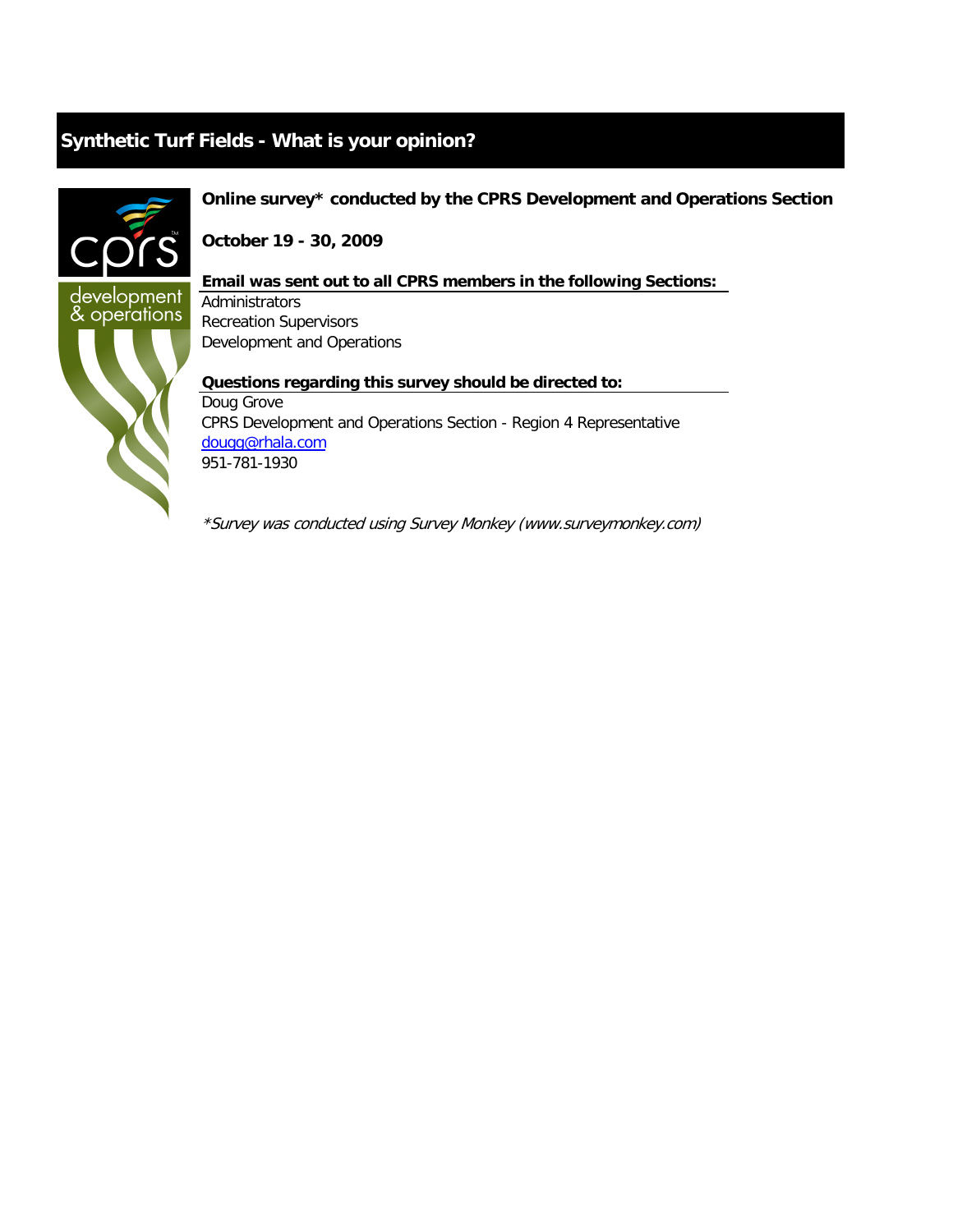# Synthetic Turf Fields - What is your opinion?

**Online survey* conducted by the CPRS Development and Operations Section**

**October 19 - 30, 2009**

**Email was sent out to all CPRS members in the following Sections:**

Administrators
Recreation Supervisors
Development and Operations

**Questions regarding this survey should be directed to:**

Doug Grove
CPRS Development and Operations Section - Region 4 Representative
dougg@rhala.com
951-781-1930

*\*Survey was conducted using Survey Monkey (www.surveymonkey.com)*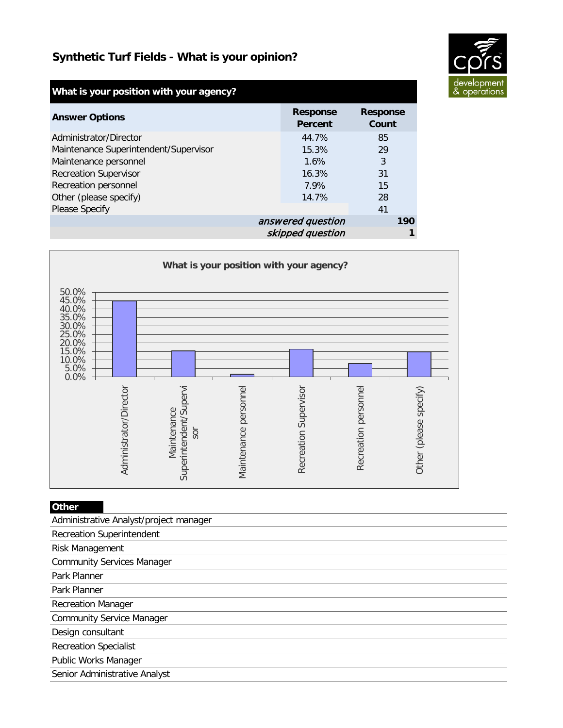# Synthetic Turf Fields - What is your opinion?

| What is your position with your agency? | | |
|---|---|---|
| **Answer Options** | **Response Percent** | **Response Count** |
| Administrator/Director | 44.7% | 85 |
| Maintenance Superintendent/Supervisor | 15.3% | 29 |
| Maintenance personnel | 1.6% | 3 |
| Recreation Supervisor | 16.3% | 31 |
| Recreation personnel | 7.9% | 15 |
| Other (please specify) | 14.7% | 28 |
| Please Specify | | 41 |
| | *answered question* | **190** |
| | *skipped question* | **1** |

**What is your position with your agency?**

| Answer Option | Response Percent |
|---|---|
| Administrator/Director | 44.7% |
| Maintenance Superintendent/Supervisor | 15.3% |
| Maintenance personnel | 1.6% |
| Recreation Supervisor | 16.3% |
| Recreation personnel | 7.9% |
| Other (please specify) | 14.7% |

| Other |
|---|
| Administrative Analyst/project manager |
| Recreation Superintendent |
| Risk Management |
| Community Services Manager |
| Park Planner |
| Park Planner |
| Recreation Manager |
| Community Service Manager |
| Design consultant |
| Recreation Specialist |
| Public Works Manager |
| Senior Administrative Analyst |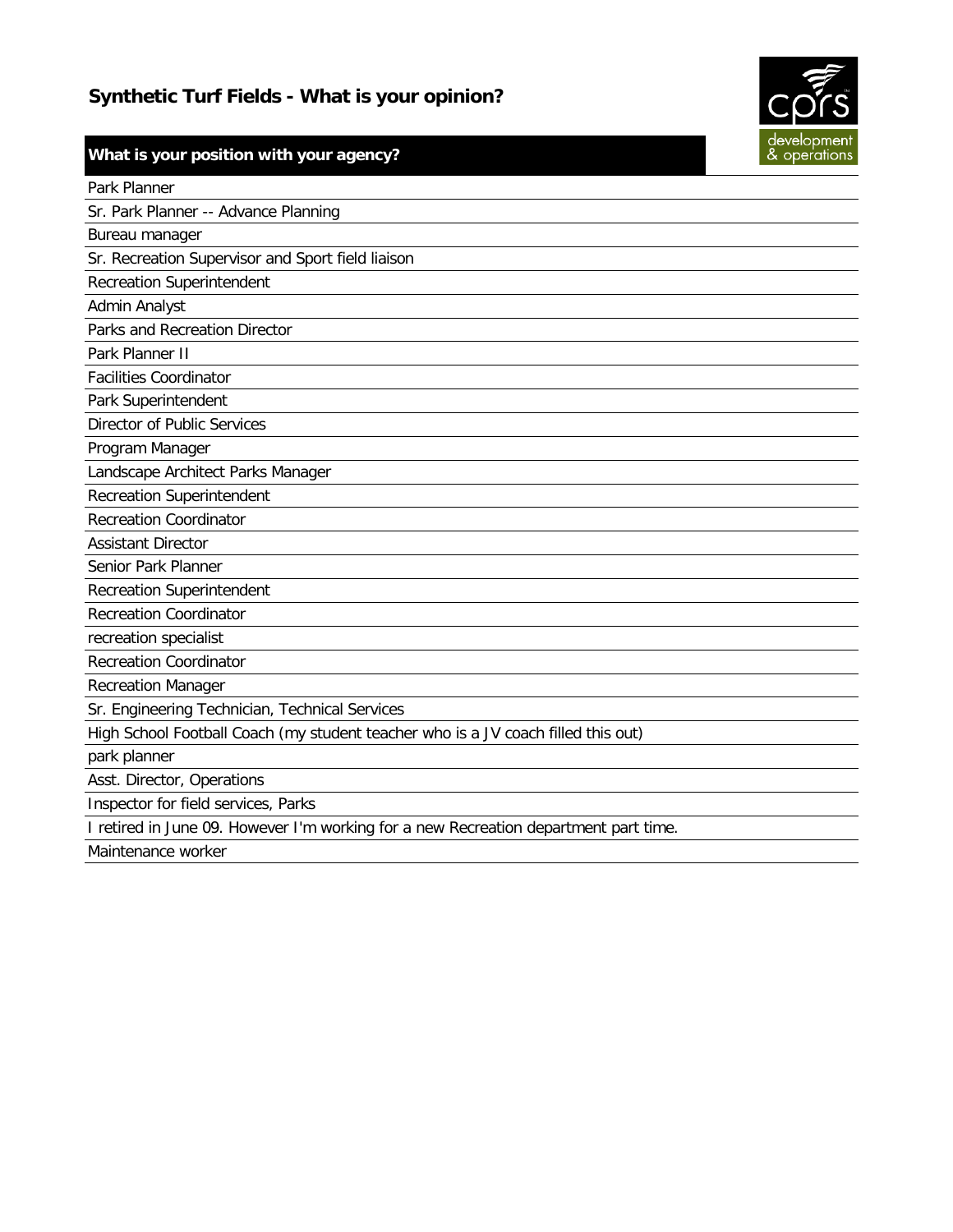## Synthetic Turf Fields - What is your opinion?

| What is your position with your agency? |
|---|
| Park Planner |
| Sr. Park Planner -- Advance Planning |
| Bureau manager |
| Sr. Recreation Supervisor and Sport field liaison |
| Recreation Superintendent |
| Admin Analyst |
| Parks and Recreation Director |
| Park Planner II |
| Facilities Coordinator |
| Park Superintendent |
| Director of Public Services |
| Program Manager |
| Landscape Architect Parks Manager |
| Recreation Superintendent |
| Recreation Coordinator |
| Assistant Director |
| Senior Park Planner |
| Recreation Superintendent |
| Recreation Coordinator |
| recreation specialist |
| Recreation Coordinator |
| Recreation Manager |
| Sr. Engineering Technician, Technical Services |
| High School Football Coach (my student teacher who is a JV coach filled this out) |
| park planner |
| Asst. Director, Operations |
| Inspector for field services, Parks |
| I retired in June 09. However I'm working for a new Recreation department part time. |
| Maintenance worker |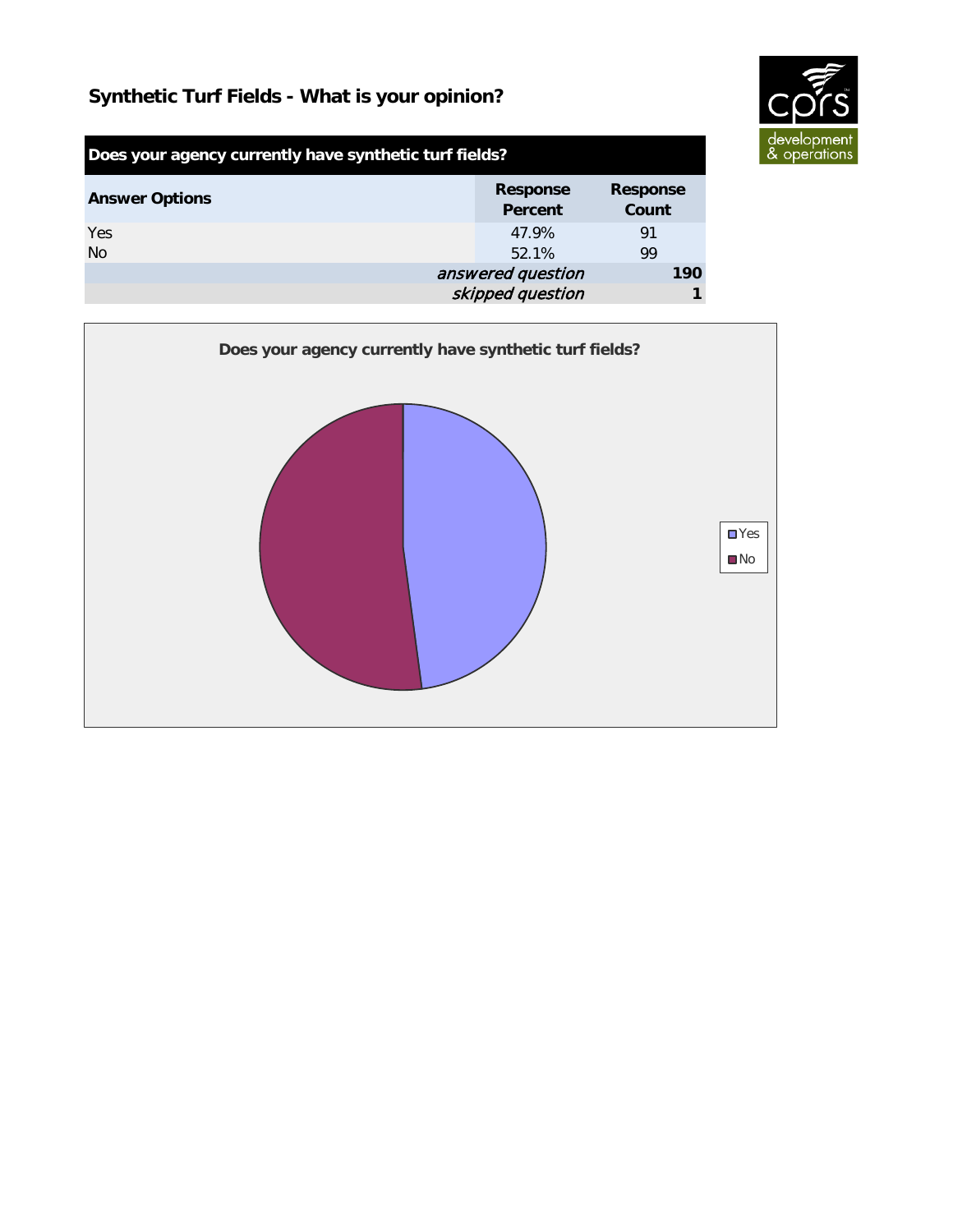## Synthetic Turf Fields - What is your opinion?

| Does your agency currently have synthetic turf fields? | | |
|---|---|---|
| **Answer Options** | **Response Percent** | **Response Count** |
| Yes | 47.9% | 91 |
| No | 52.1% | 99 |
| | *answered question* | **190** |
| | *skipped question* | **1** |

**Does your agency currently have synthetic turf fields?**

Yes
No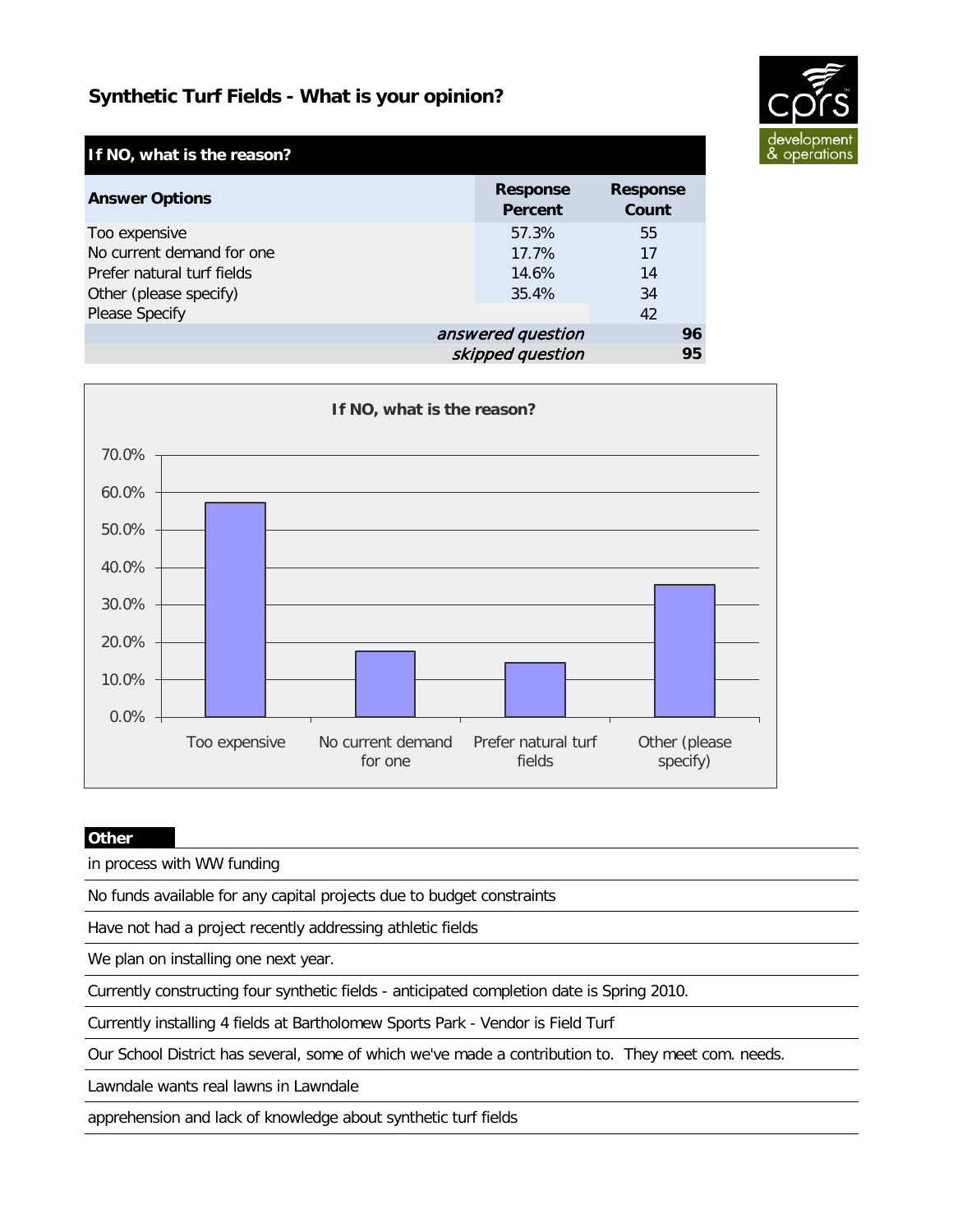## Synthetic Turf Fields - What is your opinion?

| If NO, what is the reason? | | |
|---|---|---|
| **Answer Options** | **Response Percent** | **Response Count** |
| Too expensive | 57.3% | 55 |
| No current demand for one | 17.7% | 17 |
| Prefer natural turf fields | 14.6% | 14 |
| Other (please specify) | 35.4% | 34 |
| Please Specify | | 42 |
| | *answered question* | **96** |
| | *skipped question* | **95** |

**If NO, what is the reason?**

| Answer Option | Response Percent |
|---|---|
| Too expensive | 57.3% |
| No current demand for one | 17.7% |
| Prefer natural turf fields | 14.6% |
| Other (please specify) | 35.4% |

**Other**

- in process with WW funding
- No funds available for any capital projects due to budget constraints
- Have not had a project recently addressing athletic fields
- We plan on installing one next year.
- Currently constructing four synthetic fields - anticipated completion date is Spring 2010.
- Currently installing 4 fields at Bartholomew Sports Park - Vendor is Field Turf
- Our School District has several, some of which we've made a contribution to. They meet com. needs.
- Lawndale wants real lawns in Lawndale
- apprehension and lack of knowledge about synthetic turf fields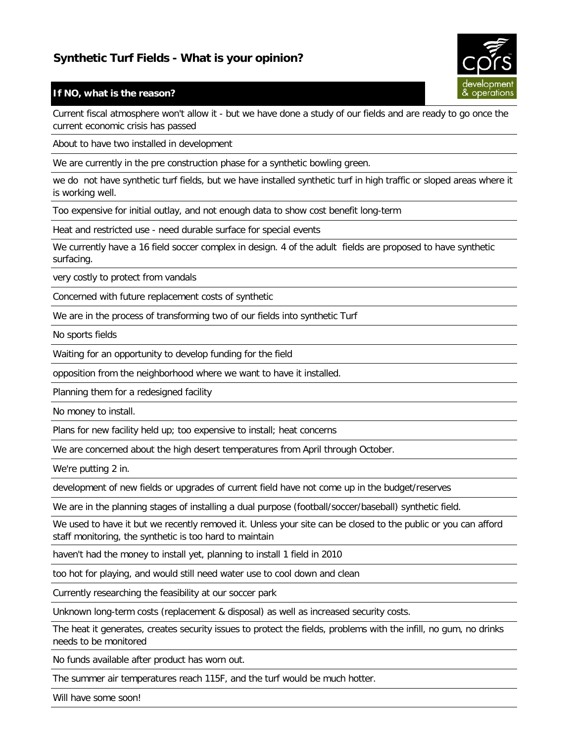## Synthetic Turf Fields - What is your opinion?

**If NO, what is the reason?**

Current fiscal atmosphere won't allow it - but we have done a study of our fields and are ready to go once the current economic crisis has passed

About to have two installed in development

We are currently in the pre construction phase for a synthetic bowling green.

we do not have synthetic turf fields, but we have installed synthetic turf in high traffic or sloped areas where it is working well.

Too expensive for initial outlay, and not enough data to show cost benefit long-term

Heat and restricted use - need durable surface for special events

We currently have a 16 field soccer complex in design. 4 of the adult fields are proposed to have synthetic surfacing.

very costly to protect from vandals

Concerned with future replacement costs of synthetic

We are in the process of transforming two of our fields into synthetic Turf

No sports fields

Waiting for an opportunity to develop funding for the field

opposition from the neighborhood where we want to have it installed.

Planning them for a redesigned facility

No money to install.

Plans for new facility held up; too expensive to install; heat concerns

We are concerned about the high desert temperatures from April through October.

We're putting 2 in.

development of new fields or upgrades of current field have not come up in the budget/reserves

We are in the planning stages of installing a dual purpose (football/soccer/baseball) synthetic field.

We used to have it but we recently removed it. Unless your site can be closed to the public or you can afford staff monitoring, the synthetic is too hard to maintain

haven't had the money to install yet, planning to install 1 field in 2010

too hot for playing, and would still need water use to cool down and clean

Currently researching the feasibility at our soccer park

Unknown long-term costs (replacement & disposal) as well as increased security costs.

The heat it generates, creates security issues to protect the fields, problems with the infill, no gum, no drinks needs to be monitored

No funds available after product has worn out.

The summer air temperatures reach 115F, and the turf would be much hotter.

Will have some soon!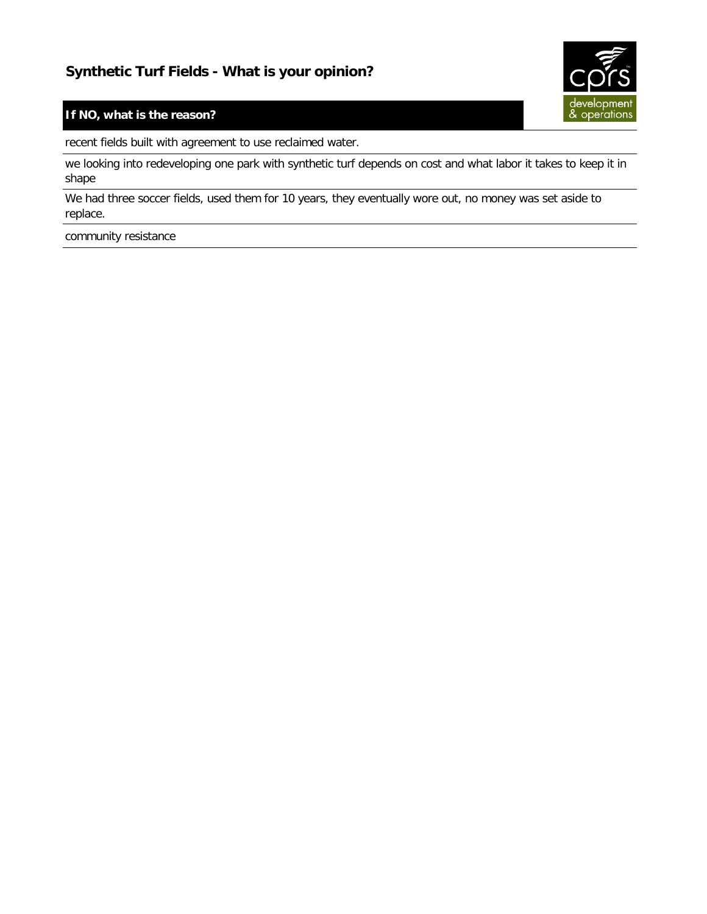## Synthetic Turf Fields - What is your opinion?

| If NO, what is the reason? |
| --- |
| recent fields built with agreement to use reclaimed water. |
| we looking into redeveloping one park with synthetic turf depends on cost and what labor it takes to keep it in shape |
| We had three soccer fields, used them for 10 years, they eventually wore out, no money was set aside to replace. |
| community resistance |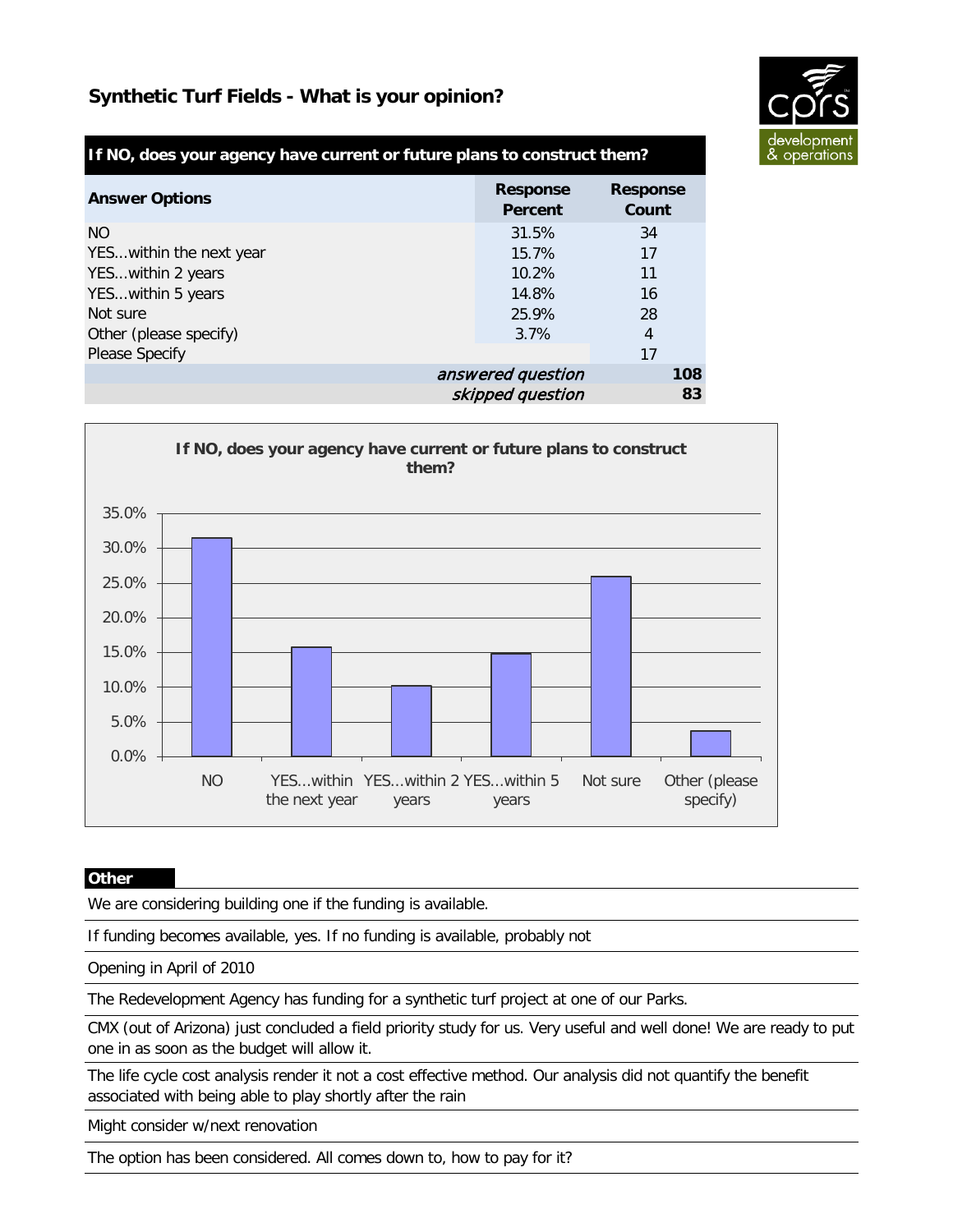## Synthetic Turf Fields - What is your opinion?

| If NO, does your agency have current or future plans to construct them? | | |
|---|---|---|
| **Answer Options** | **Response Percent** | **Response Count** |
| NO | 31.5% | 34 |
| YES...within the next year | 15.7% | 17 |
| YES...within 2 years | 10.2% | 11 |
| YES...within 5 years | 14.8% | 16 |
| Not sure | 25.9% | 28 |
| Other (please specify) | 3.7% | 4 |
| Please Specify | | 17 |
| | *answered question* | **108** |
| | *skipped question* | **83** |

**If NO, does your agency have current or future plans to construct them?**

| Answer Option | Response Percent |
|---|---|
| NO | 31.5% |
| YES...within the next year | 15.7% |
| YES...within 2 years | 10.2% |
| YES...within 5 years | 14.8% |
| Not sure | 25.9% |
| Other (please specify) | 3.7% |

**Other**

We are considering building one if the funding is available.

If funding becomes available, yes. If no funding is available, probably not

Opening in April of 2010

The Redevelopment Agency has funding for a synthetic turf project at one of our Parks.

CMX (out of Arizona) just concluded a field priority study for us. Very useful and well done! We are ready to put one in as soon as the budget will allow it.

The life cycle cost analysis render it not a cost effective method. Our analysis did not quantify the benefit associated with being able to play shortly after the rain

Might consider w/next renovation

The option has been considered. All comes down to, how to pay for it?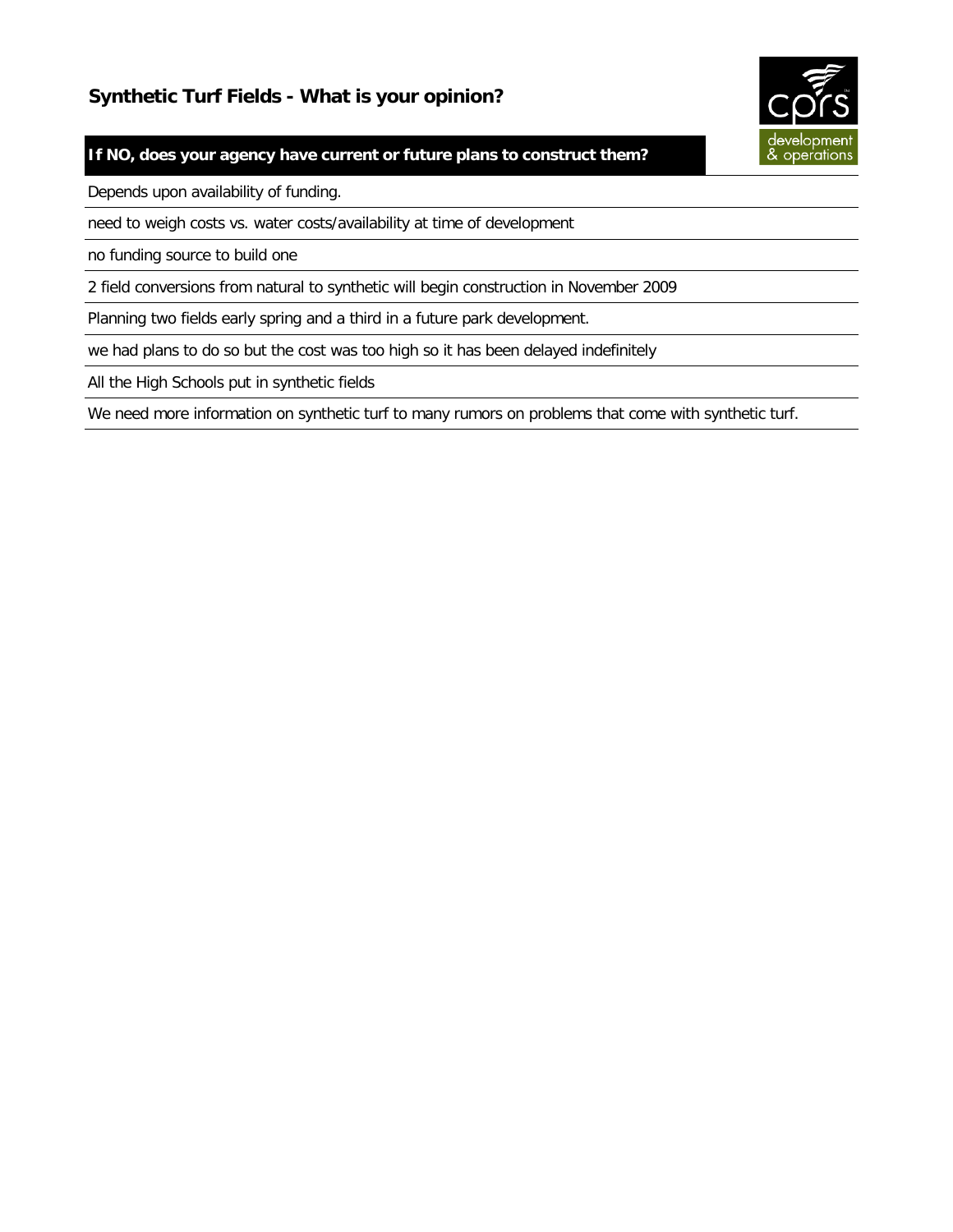## Synthetic Turf Fields - What is your opinion?

| If NO, does your agency have current or future plans to construct them? |
|---|
| Depends upon availability of funding. |
| need to weigh costs vs. water costs/availability at time of development |
| no funding source to build one |
| 2 field conversions from natural to synthetic will begin construction in November 2009 |
| Planning two fields early spring and a third in a future park development. |
| we had plans to do so but the cost was too high so it has been delayed indefinitely |
| All the High Schools put in synthetic fields |
| We need more information on synthetic turf to many rumors on problems that come with synthetic turf. |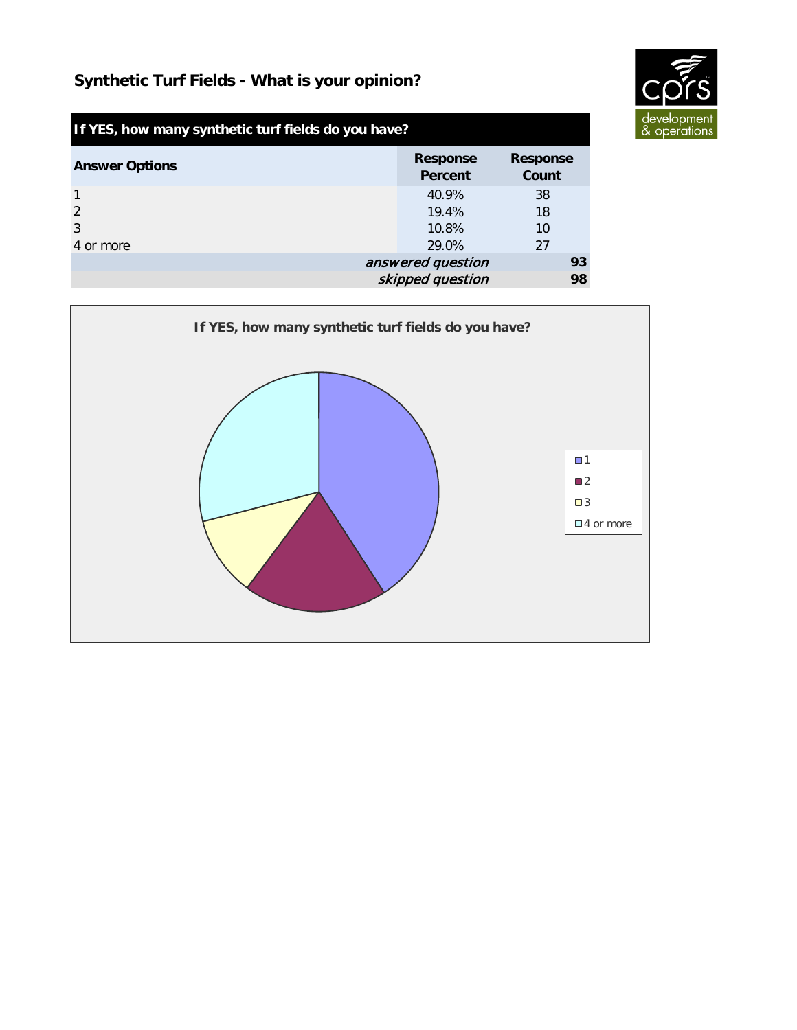## Synthetic Turf Fields - What is your opinion?

| If YES, how many synthetic turf fields do you have? | | |
|---|---|---|
| **Answer Options** | **Response Percent** | **Response Count** |
| 1 | 40.9% | 38 |
| 2 | 19.4% | 18 |
| 3 | 10.8% | 10 |
| 4 or more | 29.0% | 27 |
| | *answered question* | **93** |
| | *skipped question* | **98** |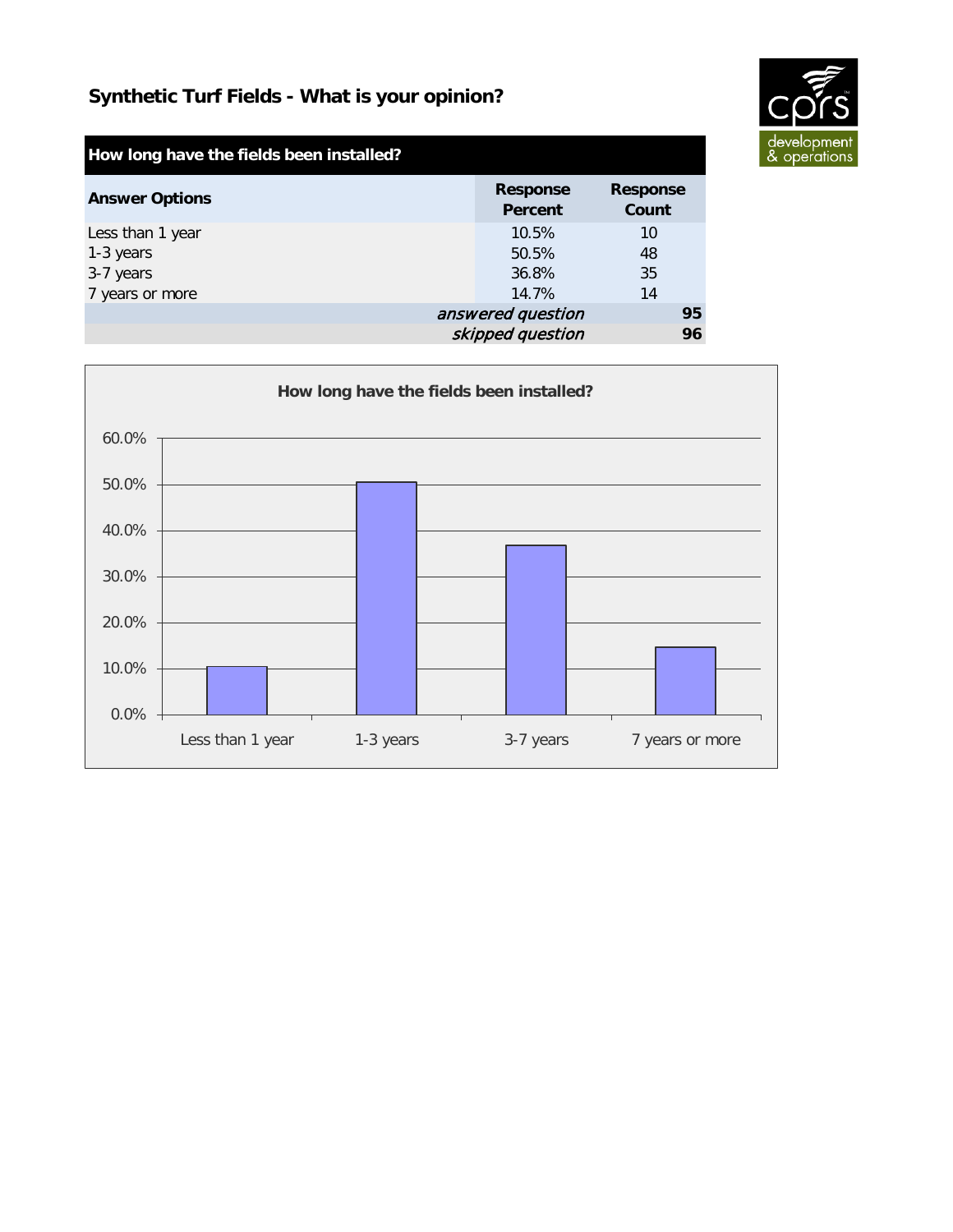## Synthetic Turf Fields - What is your opinion?

| How long have the fields been installed? | | |
|---|---|---|
| **Answer Options** | **Response Percent** | **Response Count** |
| Less than 1 year | 10.5% | 10 |
| 1-3 years | 50.5% | 48 |
| 3-7 years | 36.8% | 35 |
| 7 years or more | 14.7% | 14 |
| | *answered question* | **95** |
| | *skipped question* | **96** |

**How long have the fields been installed?**

| Answer Options | Response Percent |
|---|---|
| Less than 1 year | 10.5% |
| 1-3 years | 50.5% |
| 3-7 years | 36.8% |
| 7 years or more | 14.7% |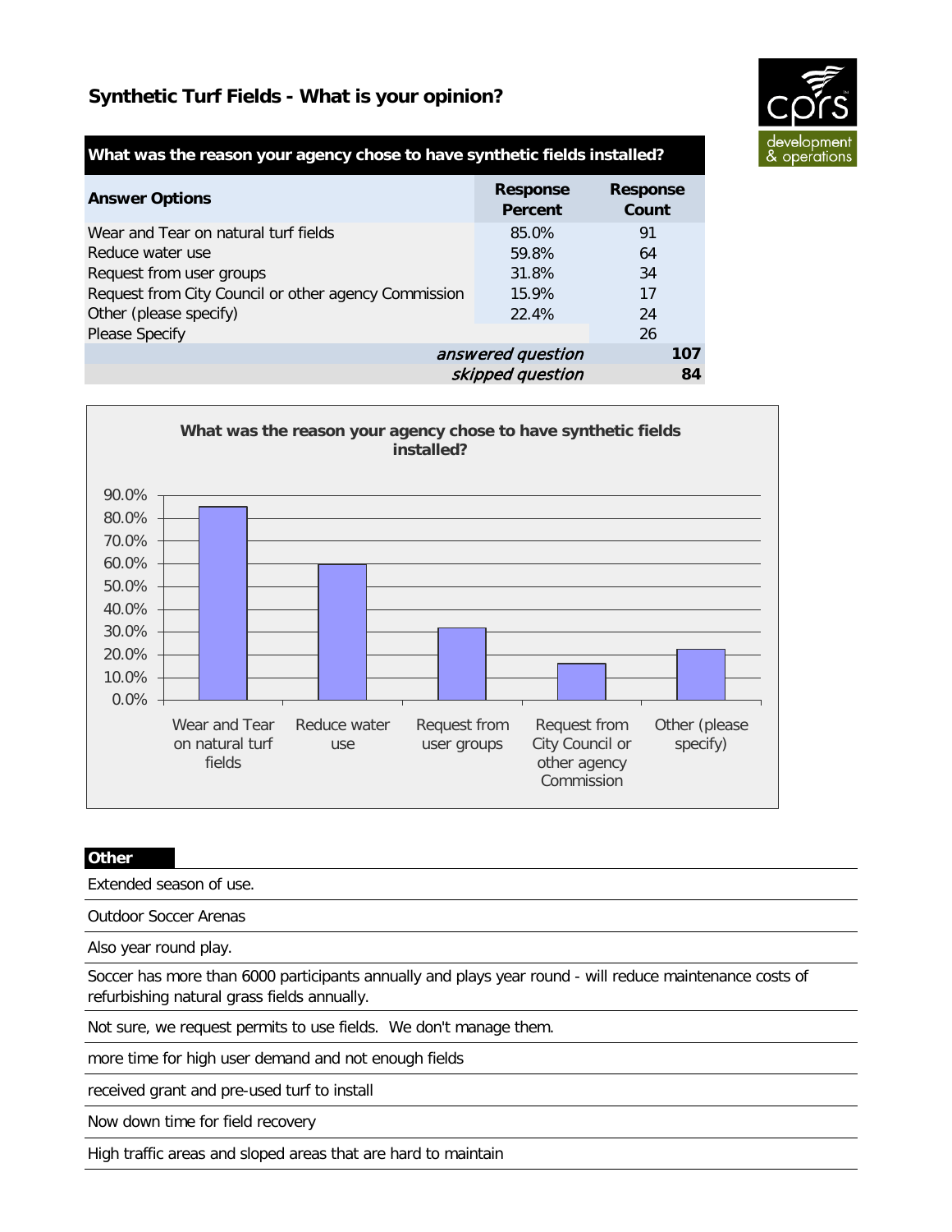## Synthetic Turf Fields - What is your opinion?

| What was the reason your agency chose to have synthetic fields installed? | | |
|---|---|---|
| **Answer Options** | **Response Percent** | **Response Count** |
| Wear and Tear on natural turf fields | 85.0% | 91 |
| Reduce water use | 59.8% | 64 |
| Request from user groups | 31.8% | 34 |
| Request from City Council or other agency Commission | 15.9% | 17 |
| Other (please specify) | 22.4% | 24 |
| Please Specify | | 26 |
| | *answered question* | **107** |
| | *skipped question* | **84** |

**What was the reason your agency chose to have synthetic fields installed?**

| Answer Option | Response Percent |
|---|---|
| Wear and Tear on natural turf fields | 85.0% |
| Reduce water use | 59.8% |
| Request from user groups | 31.8% |
| Request from City Council or other agency Commission | 15.9% |
| Other (please specify) | 22.4% |

**Other**

Extended season of use.

Outdoor Soccer Arenas

Also year round play.

Soccer has more than 6000 participants annually and plays year round - will reduce maintenance costs of refurbishing natural grass fields annually.

Not sure, we request permits to use fields. We don't manage them.

more time for high user demand and not enough fields

received grant and pre-used turf to install

Now down time for field recovery

High traffic areas and sloped areas that are hard to maintain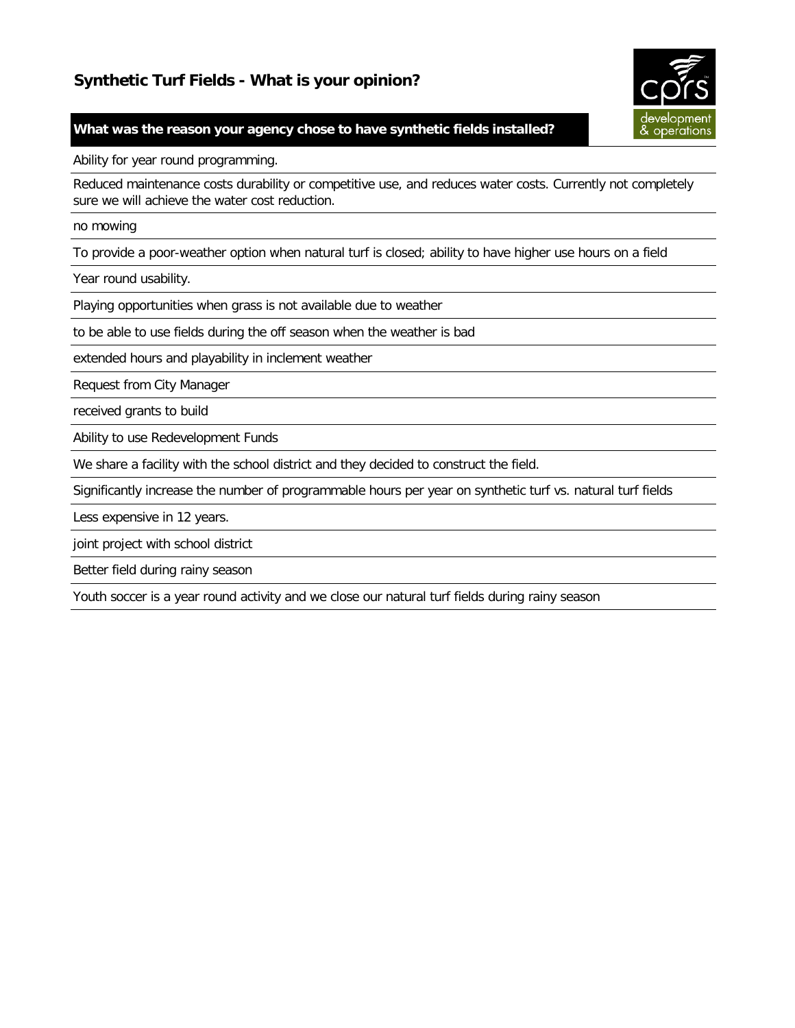# Synthetic Turf Fields - What is your opinion?

**What was the reason your agency chose to have synthetic fields installed?**

Ability for year round programming.

Reduced maintenance costs durability or competitive use, and reduces water costs. Currently not completely sure we will achieve the water cost reduction.

no mowing

To provide a poor-weather option when natural turf is closed; ability to have higher use hours on a field

Year round usability.

Playing opportunities when grass is not available due to weather

to be able to use fields during the off season when the weather is bad

extended hours and playability in inclement weather

Request from City Manager

received grants to build

Ability to use Redevelopment Funds

We share a facility with the school district and they decided to construct the field.

Significantly increase the number of programmable hours per year on synthetic turf vs. natural turf fields

Less expensive in 12 years.

joint project with school district

Better field during rainy season

Youth soccer is a year round activity and we close our natural turf fields during rainy season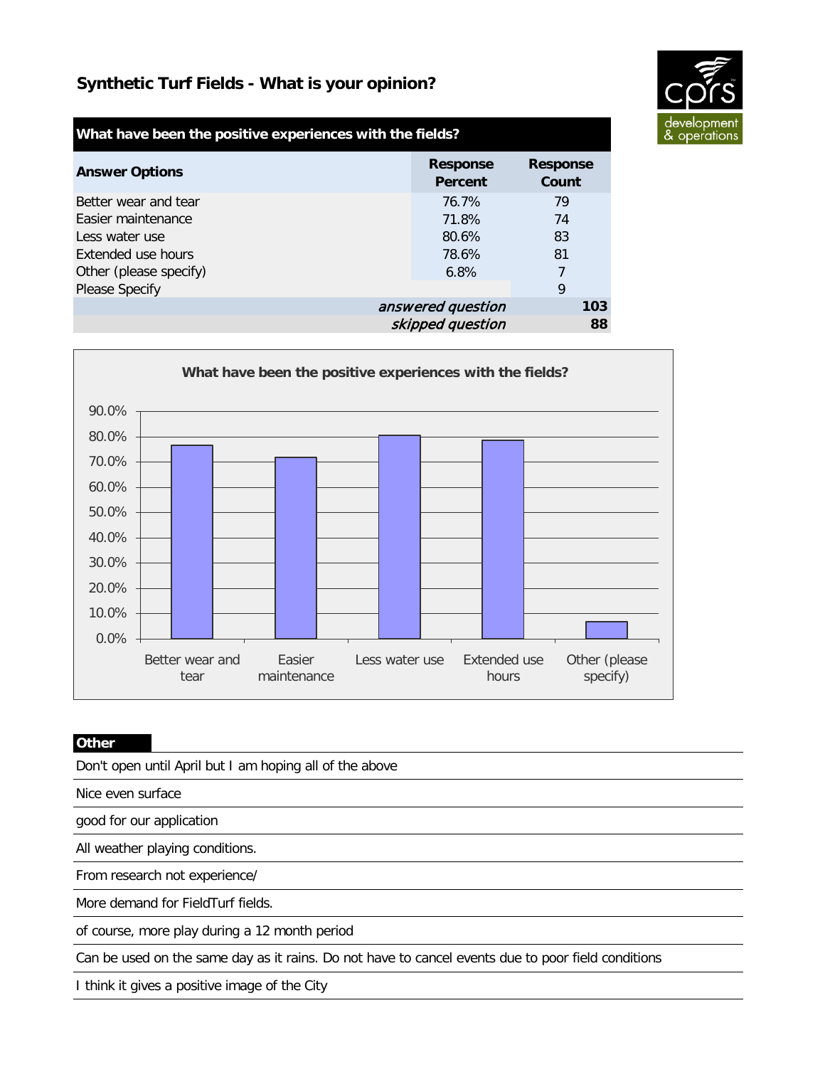## Synthetic Turf Fields - What is your opinion?

| What have been the positive experiences with the fields? | | |
|---|---|---|
| **Answer Options** | **Response Percent** | **Response Count** |
| Better wear and tear | 76.7% | 79 |
| Easier maintenance | 71.8% | 74 |
| Less water use | 80.6% | 83 |
| Extended use hours | 78.6% | 81 |
| Other (please specify) | 6.8% | 7 |
| Please Specify | | 9 |
| | *answered question* | **103** |
| | *skipped question* | **88** |

**What have been the positive experiences with the fields?**

| Answer Option | Response Percent |
|---|---|
| Better wear and tear | 76.7% |
| Easier maintenance | 71.8% |
| Less water use | 80.6% |
| Extended use hours | 78.6% |
| Other (please specify) | 6.8% |

| Other |
|---|
| Don't open until April but I am hoping all of the above |
| Nice even surface |
| good for our application |
| All weather playing conditions. |
| From research not experience/ |
| More demand for FieldTurf fields. |
| of course, more play during a 12 month period |
| Can be used on the same day as it rains. Do not have to cancel events due to poor field conditions |
| I think it gives a positive image of the City |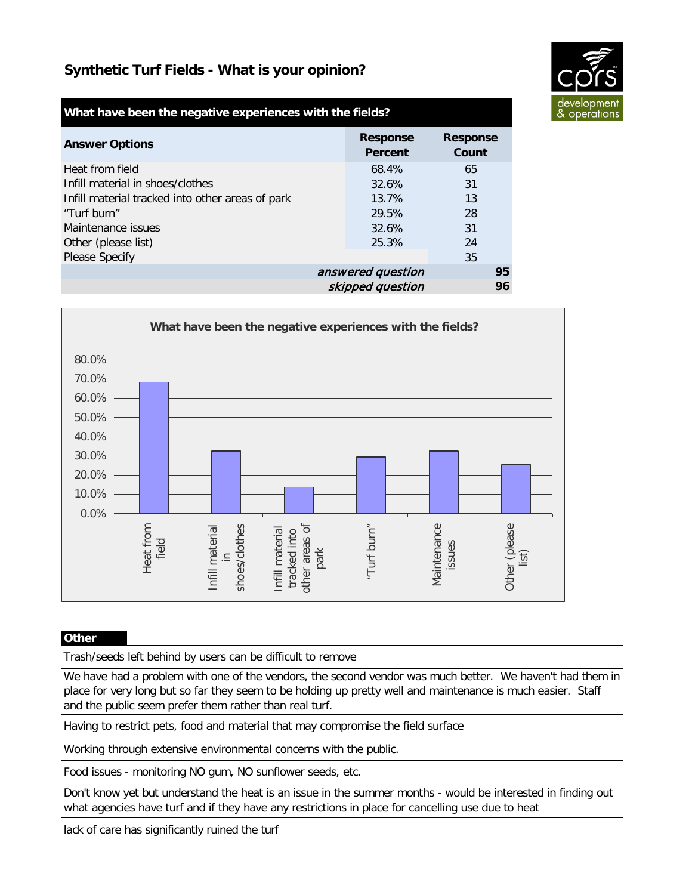# Synthetic Turf Fields - What is your opinion?

| What have been the negative experiences with the fields? | | |
|---|---|---|
| **Answer Options** | **Response Percent** | **Response Count** |
| Heat from field | 68.4% | 65 |
| Infill material in shoes/clothes | 32.6% | 31 |
| Infill material tracked into other areas of park | 13.7% | 13 |
| "Turf burn" | 29.5% | 28 |
| Maintenance issues | 32.6% | 31 |
| Other (please list) | 25.3% | 24 |
| Please Specify | | 35 |
| | *answered question* | **95** |
| | *skipped question* | **96** |

**What have been the negative experiences with the fields?**

| Answer Option | Response Percent |
|---|---|
| Heat from field | 68.4% |
| Infill material in shoes/clothes | 32.6% |
| Infill material tracked into other areas of park | 13.7% |
| "Turf burn" | 29.5% |
| Maintenance issues | 32.6% |
| Other (please list) | 25.3% |

**Other**

Trash/seeds left behind by users can be difficult to remove

We have had a problem with one of the vendors, the second vendor was much better. We haven't had them in place for very long but so far they seem to be holding up pretty well and maintenance is much easier. Staff and the public seem prefer them rather than real turf.

Having to restrict pets, food and material that may compromise the field surface

Working through extensive environmental concerns with the public.

Food issues - monitoring NO gum, NO sunflower seeds, etc.

Don't know yet but understand the heat is an issue in the summer months - would be interested in finding out what agencies have turf and if they have any restrictions in place for cancelling use due to heat

lack of care has significantly ruined the turf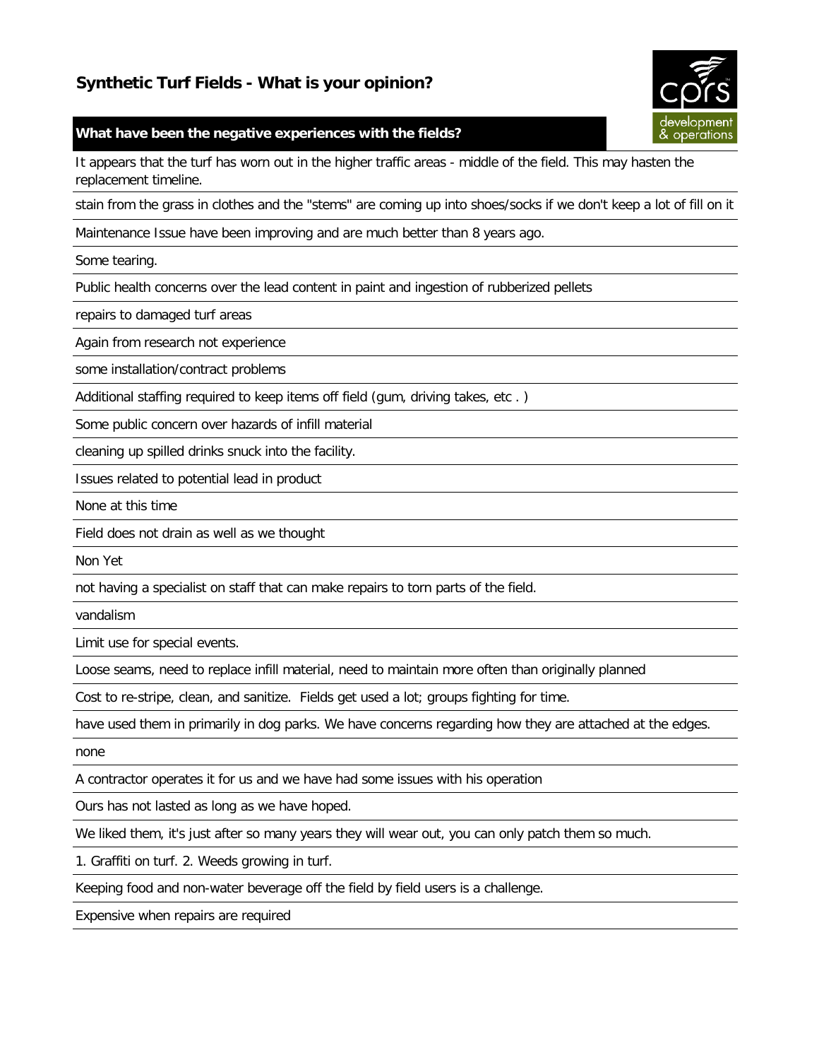## Synthetic Turf Fields - What is your opinion?

| What have been the negative experiences with the fields? |
|---|
| It appears that the turf has worn out in the higher traffic areas - middle of the field. This may hasten the replacement timeline. |
| stain from the grass in clothes and the "stems" are coming up into shoes/socks if we don't keep a lot of fill on it |
| Maintenance Issue have been improving and are much better than 8 years ago. |
| Some tearing. |
| Public health concerns over the lead content in paint and ingestion of rubberized pellets |
| repairs to damaged turf areas |
| Again from research not experience |
| some installation/contract problems |
| Additional staffing required to keep items off field (gum, driving takes, etc . ) |
| Some public concern over hazards of infill material |
| cleaning up spilled drinks snuck into the facility. |
| Issues related to potential lead in product |
| None at this time |
| Field does not drain as well as we thought |
| Non Yet |
| not having a specialist on staff that can make repairs to torn parts of the field. |
| vandalism |
| Limit use for special events. |
| Loose seams, need to replace infill material, need to maintain more often than originally planned |
| Cost to re-stripe, clean, and sanitize. Fields get used a lot; groups fighting for time. |
| have used them in primarily in dog parks. We have concerns regarding how they are attached at the edges. |
| none |
| A contractor operates it for us and we have had some issues with his operation |
| Ours has not lasted as long as we have hoped. |
| We liked them, it's just after so many years they will wear out, you can only patch them so much. |
| 1. Graffiti on turf. 2. Weeds growing in turf. |
| Keeping food and non-water beverage off the field by field users is a challenge. |
| Expensive when repairs are required |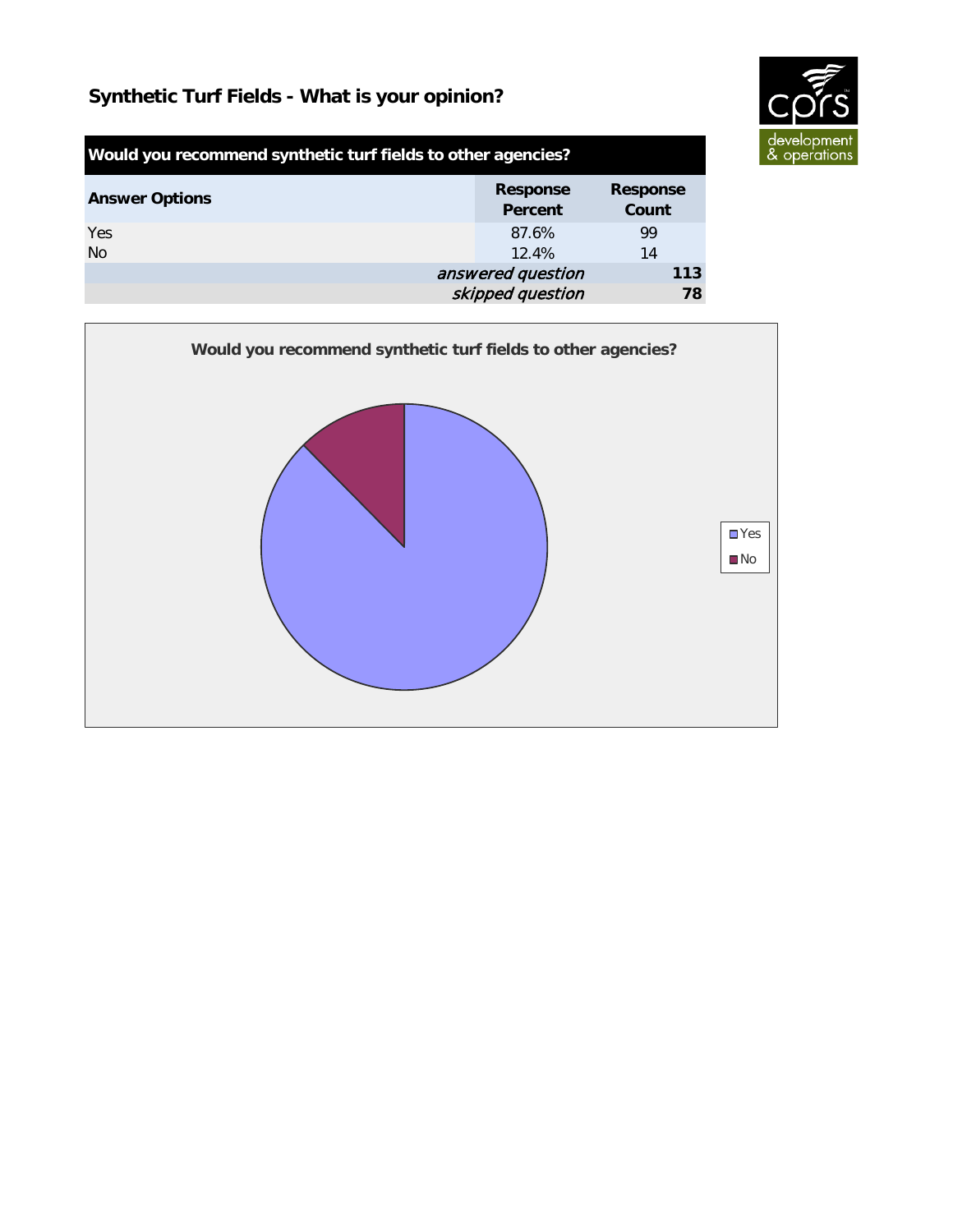# Synthetic Turf Fields - What is your opinion?

| Would you recommend synthetic turf fields to other agencies? | | |
|---|---|---|
| **Answer Options** | **Response Percent** | **Response Count** |
| Yes | 87.6% | 99 |
| No | 12.4% | 14 |
| | *answered question* | **113** |
| | *skipped question* | **78** |

**Would you recommend synthetic turf fields to other agencies?**

Yes
No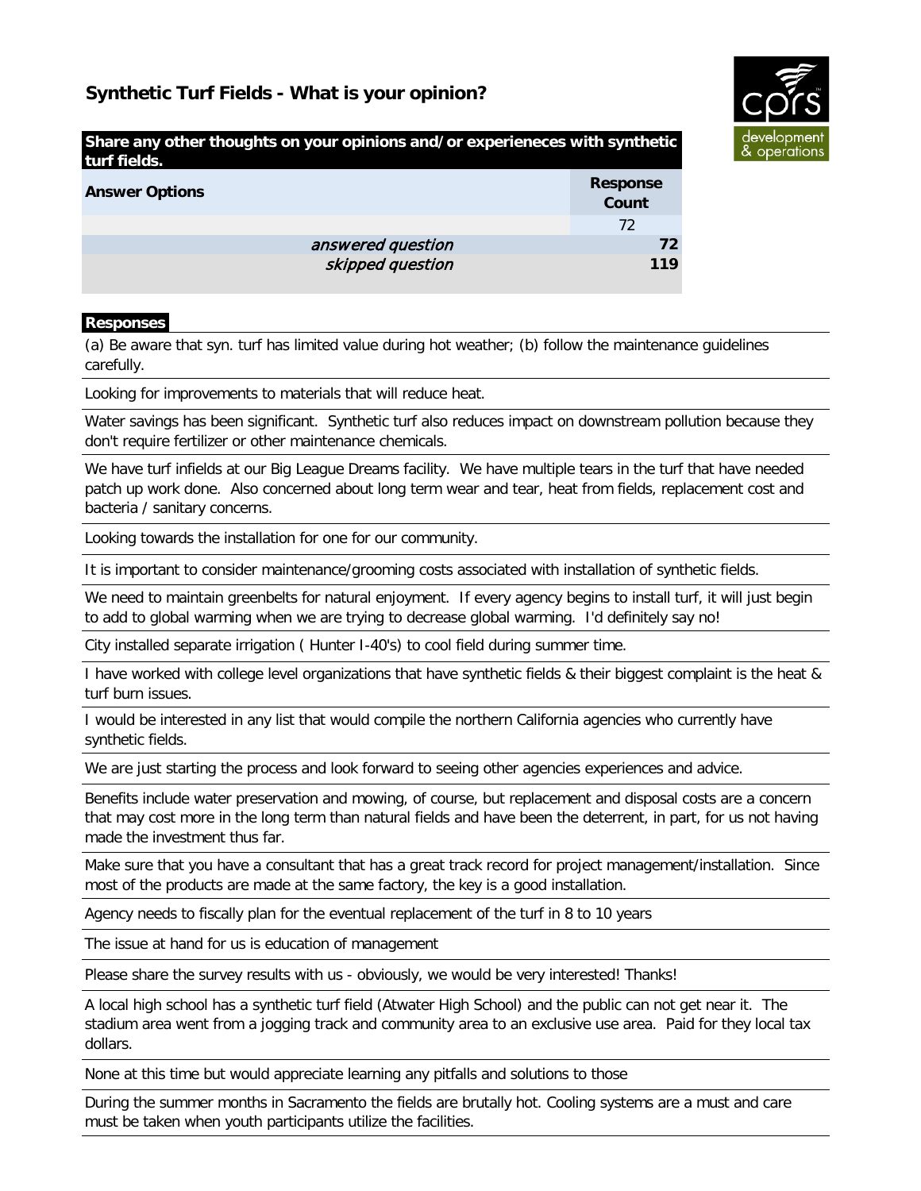## Synthetic Turf Fields - What is your opinion?

| Share any other thoughts on your opinions and/or experieneces with synthetic turf fields. | |
|---|---|
| **Answer Options** | **Response Count** |
| | 72 |
| *answered question* | **72** |
| *skipped question* | **119** |

**Responses**

(a) Be aware that syn. turf has limited value during hot weather; (b) follow the maintenance guidelines carefully.

Looking for improvements to materials that will reduce heat.

Water savings has been significant. Synthetic turf also reduces impact on downstream pollution because they don't require fertilizer or other maintenance chemicals.

We have turf infields at our Big League Dreams facility. We have multiple tears in the turf that have needed patch up work done. Also concerned about long term wear and tear, heat from fields, replacement cost and bacteria / sanitary concerns.

Looking towards the installation for one for our community.

It is important to consider maintenance/grooming costs associated with installation of synthetic fields.

We need to maintain greenbelts for natural enjoyment. If every agency begins to install turf, it will just begin to add to global warming when we are trying to decrease global warming. I'd definitely say no!

City installed separate irrigation ( Hunter I-40's) to cool field during summer time.

I have worked with college level organizations that have synthetic fields & their biggest complaint is the heat & turf burn issues.

I would be interested in any list that would compile the northern California agencies who currently have synthetic fields.

We are just starting the process and look forward to seeing other agencies experiences and advice.

Benefits include water preservation and mowing, of course, but replacement and disposal costs are a concern that may cost more in the long term than natural fields and have been the deterrent, in part, for us not having made the investment thus far.

Make sure that you have a consultant that has a great track record for project management/installation. Since most of the products are made at the same factory, the key is a good installation.

Agency needs to fiscally plan for the eventual replacement of the turf in 8 to 10 years

The issue at hand for us is education of management

Please share the survey results with us - obviously, we would be very interested! Thanks!

A local high school has a synthetic turf field (Atwater High School) and the public can not get near it. The stadium area went from a jogging track and community area to an exclusive use area. Paid for they local tax dollars.

None at this time but would appreciate learning any pitfalls and solutions to those

During the summer months in Sacramento the fields are brutally hot. Cooling systems are a must and care must be taken when youth participants utilize the facilities.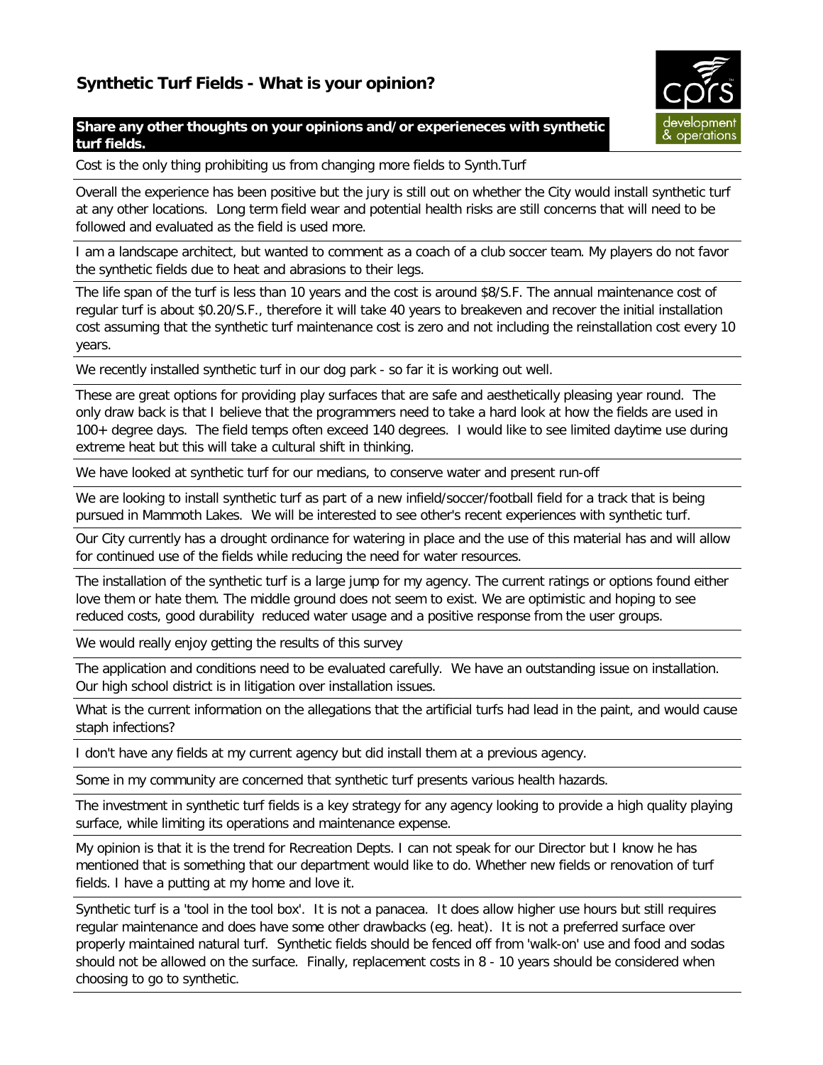# Synthetic Turf Fields - What is your opinion?

**Share any other thoughts on your opinions and/or experieneces with synthetic turf fields.**

Cost is the only thing prohibiting us from changing more fields to Synth.Turf

Overall the experience has been positive but the jury is still out on whether the City would install synthetic turf at any other locations. Long term field wear and potential health risks are still concerns that will need to be followed and evaluated as the field is used more.

I am a landscape architect, but wanted to comment as a coach of a club soccer team. My players do not favor the synthetic fields due to heat and abrasions to their legs.

The life span of the turf is less than 10 years and the cost is around $8/S.F. The annual maintenance cost of regular turf is about $0.20/S.F., therefore it will take 40 years to breakeven and recover the initial installation cost assuming that the synthetic turf maintenance cost is zero and not including the reinstallation cost every 10 years.

We recently installed synthetic turf in our dog park - so far it is working out well.

These are great options for providing play surfaces that are safe and aesthetically pleasing year round. The only draw back is that I believe that the programmers need to take a hard look at how the fields are used in 100+ degree days. The field temps often exceed 140 degrees. I would like to see limited daytime use during extreme heat but this will take a cultural shift in thinking.

We have looked at synthetic turf for our medians, to conserve water and present run-off

We are looking to install synthetic turf as part of a new infield/soccer/football field for a track that is being pursued in Mammoth Lakes. We will be interested to see other's recent experiences with synthetic turf.

Our City currently has a drought ordinance for watering in place and the use of this material has and will allow for continued use of the fields while reducing the need for water resources.

The installation of the synthetic turf is a large jump for my agency. The current ratings or options found either love them or hate them. The middle ground does not seem to exist. We are optimistic and hoping to see reduced costs, good durability reduced water usage and a positive response from the user groups.

We would really enjoy getting the results of this survey

The application and conditions need to be evaluated carefully. We have an outstanding issue on installation. Our high school district is in litigation over installation issues.

What is the current information on the allegations that the artificial turfs had lead in the paint, and would cause staph infections?

I don't have any fields at my current agency but did install them at a previous agency.

Some in my community are concerned that synthetic turf presents various health hazards.

The investment in synthetic turf fields is a key strategy for any agency looking to provide a high quality playing surface, while limiting its operations and maintenance expense.

My opinion is that it is the trend for Recreation Depts. I can not speak for our Director but I know he has mentioned that is something that our department would like to do. Whether new fields or renovation of turf fields. I have a putting at my home and love it.

Synthetic turf is a 'tool in the tool box'. It is not a panacea. It does allow higher use hours but still requires regular maintenance and does have some other drawbacks (eg. heat). It is not a preferred surface over properly maintained natural turf. Synthetic fields should be fenced off from 'walk-on' use and food and sodas should not be allowed on the surface. Finally, replacement costs in 8 - 10 years should be considered when choosing to go to synthetic.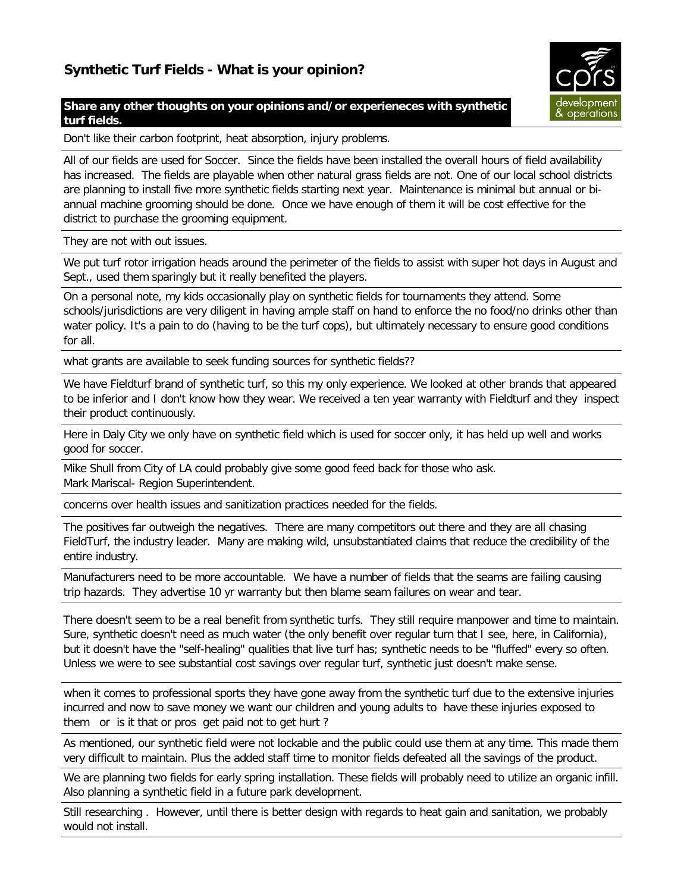## Synthetic Turf Fields - What is your opinion?

**Share any other thoughts on your opinions and/or experieneces with synthetic turf fields.**

Don't like their carbon footprint, heat absorption, injury problems.

All of our fields are used for Soccer. Since the fields have been installed the overall hours of field availability has increased. The fields are playable when other natural grass fields are not. One of our local school districts are planning to install five more synthetic fields starting next year. Maintenance is minimal but annual or bi-annual machine grooming should be done. Once we have enough of them it will be cost effective for the district to purchase the grooming equipment.

They are not with out issues.

We put turf rotor irrigation heads around the perimeter of the fields to assist with super hot days in August and Sept., used them sparingly but it really benefited the players.

On a personal note, my kids occasionally play on synthetic fields for tournaments they attend. Some schools/jurisdictions are very diligent in having ample staff on hand to enforce the no food/no drinks other than water policy. It's a pain to do (having to be the turf cops), but ultimately necessary to ensure good conditions for all.

what grants are available to seek funding sources for synthetic fields??

We have Fieldturf brand of synthetic turf, so this my only experience. We looked at other brands that appeared to be inferior and I don't know how they wear. We received a ten year warranty with Fieldturf and they inspect their product continuously.

Here in Daly City we only have on synthetic field which is used for soccer only, it has held up well and works good for soccer.

Mike Shull from City of LA could probably give some good feed back for those who ask.
Mark Mariscal- Region Superintendent.

concerns over health issues and sanitization practices needed for the fields.

The positives far outweigh the negatives. There are many competitors out there and they are all chasing FieldTurf, the industry leader. Many are making wild, unsubstantiated claims that reduce the credibility of the entire industry.

Manufacturers need to be more accountable. We have a number of fields that the seams are failing causing trip hazards. They advertise 10 yr warranty but then blame seam failures on wear and tear.

There doesn't seem to be a real benefit from synthetic turfs. They still require manpower and time to maintain. Sure, synthetic doesn't need as much water (the only benefit over regular turn that I see, here, in California), but it doesn't have the "self-healing" qualities that live turf has; synthetic needs to be "fluffed" every so often. Unless we were to see substantial cost savings over regular turf, synthetic just doesn't make sense.

when it comes to professional sports they have gone away from the synthetic turf due to the extensive injuries incurred and now to save money we want our children and young adults to have these injuries exposed to them or is it that or pros get paid not to get hurt ?

As mentioned, our synthetic field were not lockable and the public could use them at any time. This made them very difficult to maintain. Plus the added staff time to monitor fields defeated all the savings of the product.

We are planning two fields for early spring installation. These fields will probably need to utilize an organic infill. Also planning a synthetic field in a future park development.

Still researching . However, until there is better design with regards to heat gain and sanitation, we probably would not install.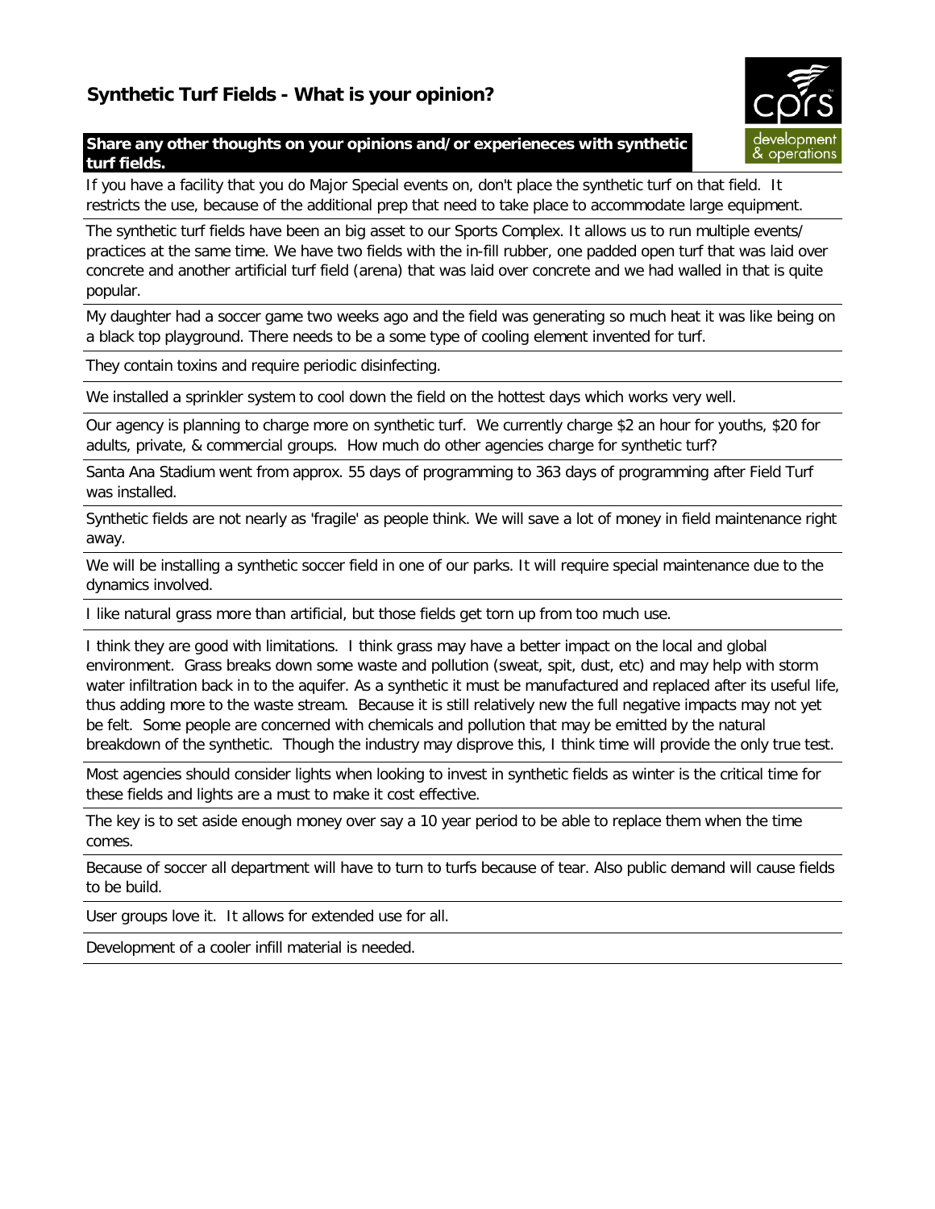## Synthetic Turf Fields - What is your opinion?

cprs development & operations

**Share any other thoughts on your opinions and/or experieneces with synthetic turf fields.**

If you have a facility that you do Major Special events on, don't place the synthetic turf on that field. It restricts the use, because of the additional prep that need to take place to accommodate large equipment.

The synthetic turf fields have been an big asset to our Sports Complex. It allows us to run multiple events/ practices at the same time. We have two fields with the in-fill rubber, one padded open turf that was laid over concrete and another artificial turf field (arena) that was laid over concrete and we had walled in that is quite popular.

My daughter had a soccer game two weeks ago and the field was generating so much heat it was like being on a black top playground. There needs to be a some type of cooling element invented for turf.

They contain toxins and require periodic disinfecting.

We installed a sprinkler system to cool down the field on the hottest days which works very well.

Our agency is planning to charge more on synthetic turf. We currently charge $2 an hour for youths, $20 for adults, private, & commercial groups. How much do other agencies charge for synthetic turf?

Santa Ana Stadium went from approx. 55 days of programming to 363 days of programming after Field Turf was installed.

Synthetic fields are not nearly as 'fragile' as people think. We will save a lot of money in field maintenance right away.

We will be installing a synthetic soccer field in one of our parks. It will require special maintenance due to the dynamics involved.

I like natural grass more than artificial, but those fields get torn up from too much use.

I think they are good with limitations. I think grass may have a better impact on the local and global environment. Grass breaks down some waste and pollution (sweat, spit, dust, etc) and may help with storm water infiltration back in to the aquifer. As a synthetic it must be manufactured and replaced after its useful life, thus adding more to the waste stream. Because it is still relatively new the full negative impacts may not yet be felt. Some people are concerned with chemicals and pollution that may be emitted by the natural breakdown of the synthetic. Though the industry may disprove this, I think time will provide the only true test.

Most agencies should consider lights when looking to invest in synthetic fields as winter is the critical time for these fields and lights are a must to make it cost effective.

The key is to set aside enough money over say a 10 year period to be able to replace them when the time comes.

Because of soccer all department will have to turn to turfs because of tear. Also public demand will cause fields to be build.

User groups love it. It allows for extended use for all.

Development of a cooler infill material is needed.